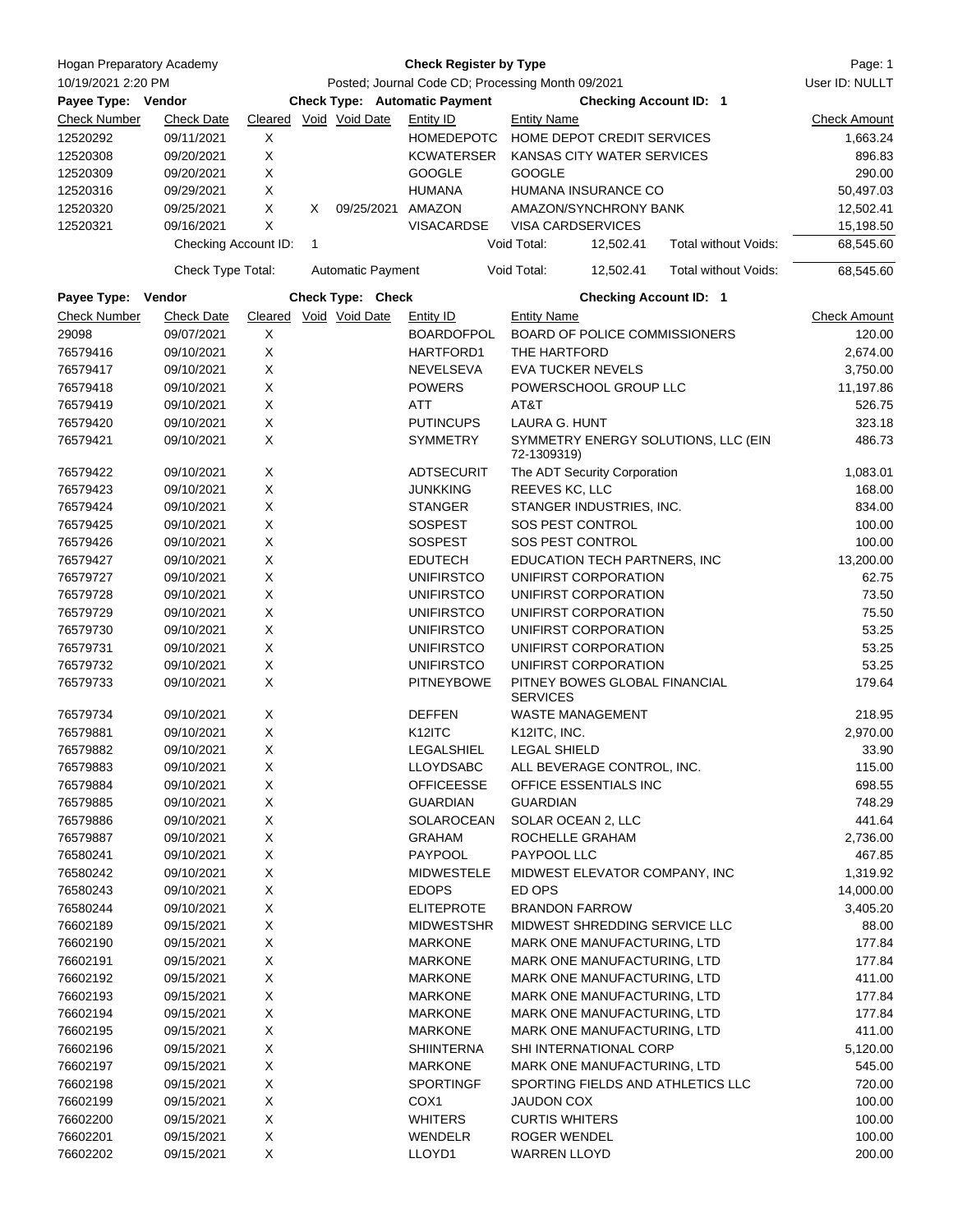Hogan Preparatory Academy — Check Register by Type

10/19/2021 2:20 PM — Posted; Journal Code CD; Processing Month 09/2021 — User ID: NULLT

**Payee Type: Vendor** — **Check Type: Automatic Payment** — **Checking Account ID: 1**

| Check Number | Check Date | Cleared | Void | Void Date | Entity ID | Entity Name | Check Amount |
|---|---|---|---|---|---|---|---|
| 12520292 | 09/11/2021 | X | | | HOMEDEPOTC | HOME DEPOT CREDIT SERVICES | 1,663.24 |
| 12520308 | 09/20/2021 | X | | | KCWATERSER | KANSAS CITY WATER SERVICES | 896.83 |
| 12520309 | 09/20/2021 | X | | | GOOGLE | GOOGLE | 290.00 |
| 12520316 | 09/29/2021 | X | | | HUMANA | HUMANA INSURANCE CO | 50,497.03 |
| 12520320 | 09/25/2021 | X | X | 09/25/2021 | AMAZON | AMAZON/SYNCHRONY BANK | 12,502.41 |
| 12520321 | 09/16/2021 | X | | | VISACARDSE | VISA CARDSERVICES | 15,198.50 |

Checking Account ID: 1 — Void Total: 12,502.41 — Total without Voids: 68,545.60

Check Type Total: Automatic Payment — Void Total: 12,502.41 — Total without Voids: 68,545.60

**Payee Type: Vendor** — **Check Type: Check** — **Checking Account ID: 1**

| Check Number | Check Date | Cleared | Void | Void Date | Entity ID | Entity Name | Check Amount |
|---|---|---|---|---|---|---|---|
| 29098 | 09/07/2021 | X | | | BOARDOFPOL | BOARD OF POLICE COMMISSIONERS | 120.00 |
| 76579416 | 09/10/2021 | X | | | HARTFORD1 | THE HARTFORD | 2,674.00 |
| 76579417 | 09/10/2021 | X | | | NEVELSEVA | EVA TUCKER NEVELS | 3,750.00 |
| 76579418 | 09/10/2021 | X | | | POWERS | POWERSCHOOL GROUP LLC | 11,197.86 |
| 76579419 | 09/10/2021 | X | | | ATT | AT&T | 526.75 |
| 76579420 | 09/10/2021 | X | | | PUTINCUPS | LAURA G. HUNT | 323.18 |
| 76579421 | 09/10/2021 | X | | | SYMMETRY | SYMMETRY ENERGY SOLUTIONS, LLC (EIN 72-1309319) | 486.73 |
| 76579422 | 09/10/2021 | X | | | ADTSECURIT | The ADT Security Corporation | 1,083.01 |
| 76579423 | 09/10/2021 | X | | | JUNKKING | REEVES KC, LLC | 168.00 |
| 76579424 | 09/10/2021 | X | | | STANGER | STANGER INDUSTRIES, INC. | 834.00 |
| 76579425 | 09/10/2021 | X | | | SOSPEST | SOS PEST CONTROL | 100.00 |
| 76579426 | 09/10/2021 | X | | | SOSPEST | SOS PEST CONTROL | 100.00 |
| 76579427 | 09/10/2021 | X | | | EDUTECH | EDUCATION TECH PARTNERS, INC | 13,200.00 |
| 76579727 | 09/10/2021 | X | | | UNIFIRSTCO | UNIFIRST CORPORATION | 62.75 |
| 76579728 | 09/10/2021 | X | | | UNIFIRSTCO | UNIFIRST CORPORATION | 73.50 |
| 76579729 | 09/10/2021 | X | | | UNIFIRSTCO | UNIFIRST CORPORATION | 75.50 |
| 76579730 | 09/10/2021 | X | | | UNIFIRSTCO | UNIFIRST CORPORATION | 53.25 |
| 76579731 | 09/10/2021 | X | | | UNIFIRSTCO | UNIFIRST CORPORATION | 53.25 |
| 76579732 | 09/10/2021 | X | | | UNIFIRSTCO | UNIFIRST CORPORATION | 53.25 |
| 76579733 | 09/10/2021 | X | | | PITNEYBOWE | PITNEY BOWES GLOBAL FINANCIAL SERVICES | 179.64 |
| 76579734 | 09/10/2021 | X | | | DEFFEN | WASTE MANAGEMENT | 218.95 |
| 76579881 | 09/10/2021 | X | | | K12ITC | K12ITC, INC. | 2,970.00 |
| 76579882 | 09/10/2021 | X | | | LEGALSHIEL | LEGAL SHIELD | 33.90 |
| 76579883 | 09/10/2021 | X | | | LLOYDSABC | ALL BEVERAGE CONTROL, INC. | 115.00 |
| 76579884 | 09/10/2021 | X | | | OFFICEESSE | OFFICE ESSENTIALS INC | 698.55 |
| 76579885 | 09/10/2021 | X | | | GUARDIAN | GUARDIAN | 748.29 |
| 76579886 | 09/10/2021 | X | | | SOLAROCEAN | SOLAR OCEAN 2, LLC | 441.64 |
| 76579887 | 09/10/2021 | X | | | GRAHAM | ROCHELLE GRAHAM | 2,736.00 |
| 76580241 | 09/10/2021 | X | | | PAYPOOL | PAYPOOL LLC | 467.85 |
| 76580242 | 09/10/2021 | X | | | MIDWESTELE | MIDWEST ELEVATOR COMPANY, INC | 1,319.92 |
| 76580243 | 09/10/2021 | X | | | EDOPS | ED OPS | 14,000.00 |
| 76580244 | 09/10/2021 | X | | | ELITEPROTE | BRANDON FARROW | 3,405.20 |
| 76602189 | 09/15/2021 | X | | | MIDWESTSHR | MIDWEST SHREDDING SERVICE LLC | 88.00 |
| 76602190 | 09/15/2021 | X | | | MARKONE | MARK ONE MANUFACTURING, LTD | 177.84 |
| 76602191 | 09/15/2021 | X | | | MARKONE | MARK ONE MANUFACTURING, LTD | 177.84 |
| 76602192 | 09/15/2021 | X | | | MARKONE | MARK ONE MANUFACTURING, LTD | 411.00 |
| 76602193 | 09/15/2021 | X | | | MARKONE | MARK ONE MANUFACTURING, LTD | 177.84 |
| 76602194 | 09/15/2021 | X | | | MARKONE | MARK ONE MANUFACTURING, LTD | 177.84 |
| 76602195 | 09/15/2021 | X | | | MARKONE | MARK ONE MANUFACTURING, LTD | 411.00 |
| 76602196 | 09/15/2021 | X | | | SHIINTERNA | SHI INTERNATIONAL CORP | 5,120.00 |
| 76602197 | 09/15/2021 | X | | | MARKONE | MARK ONE MANUFACTURING, LTD | 545.00 |
| 76602198 | 09/15/2021 | X | | | SPORTINGF | SPORTING FIELDS AND ATHLETICS LLC | 720.00 |
| 76602199 | 09/15/2021 | X | | | COX1 | JAUDON COX | 100.00 |
| 76602200 | 09/15/2021 | X | | | WHITERS | CURTIS WHITERS | 100.00 |
| 76602201 | 09/15/2021 | X | | | WENDELR | ROGER WENDEL | 100.00 |
| 76602202 | 09/15/2021 | X | | | LLOYD1 | WARREN LLOYD | 200.00 |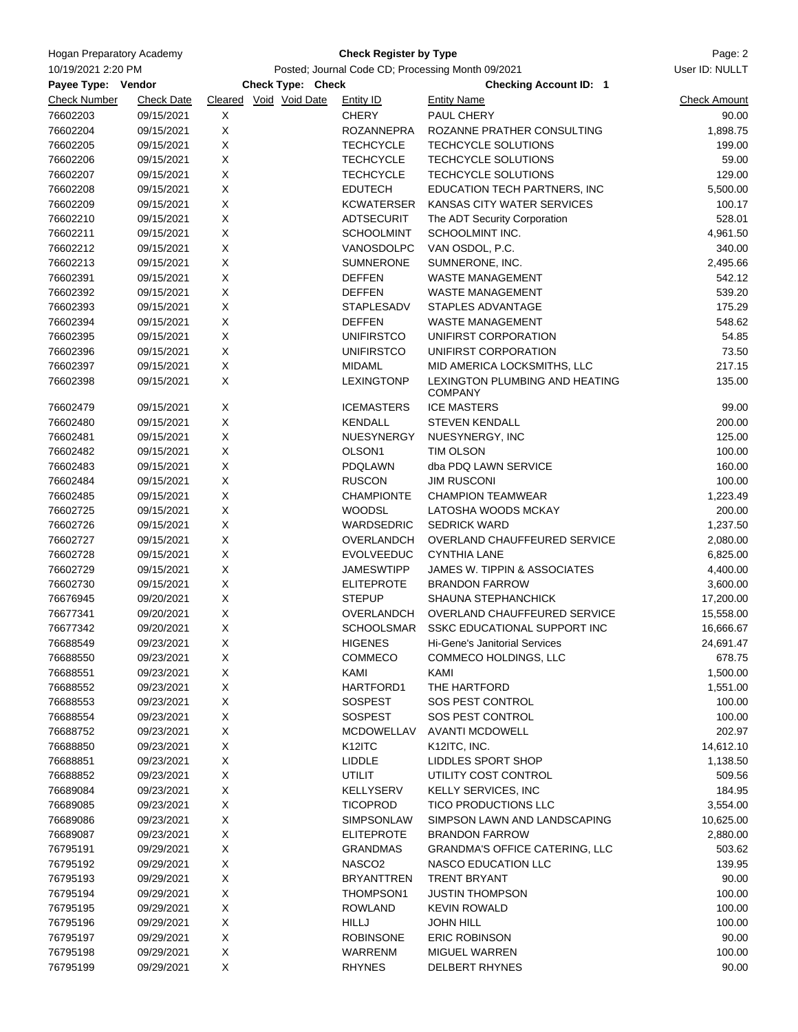Hogan Preparatory Academy — **Check Register by Type**

10/19/2021 2:20 PM — Posted; Journal Code CD; Processing Month 09/2021 — User ID: NULLT

**Payee Type: Vendor** — **Check Type: Check** — **Checking Account ID: 1**

| Check Number | Check Date | Cleared | Void | Void Date | Entity ID | Entity Name | Check Amount |
|---|---|---|---|---|---|---|---|
| 76602203 | 09/15/2021 | X | | | CHERY | PAUL CHERY | 90.00 |
| 76602204 | 09/15/2021 | X | | | ROZANNEPRA | ROZANNE PRATHER CONSULTING | 1,898.75 |
| 76602205 | 09/15/2021 | X | | | TECHCYCLE | TECHCYCLE SOLUTIONS | 199.00 |
| 76602206 | 09/15/2021 | X | | | TECHCYCLE | TECHCYCLE SOLUTIONS | 59.00 |
| 76602207 | 09/15/2021 | X | | | TECHCYCLE | TECHCYCLE SOLUTIONS | 129.00 |
| 76602208 | 09/15/2021 | X | | | EDUTECH | EDUCATION TECH PARTNERS, INC | 5,500.00 |
| 76602209 | 09/15/2021 | X | | | KCWATERSER | KANSAS CITY WATER SERVICES | 100.17 |
| 76602210 | 09/15/2021 | X | | | ADTSECURIT | The ADT Security Corporation | 528.01 |
| 76602211 | 09/15/2021 | X | | | SCHOOLMINT | SCHOOLMINT INC. | 4,961.50 |
| 76602212 | 09/15/2021 | X | | | VANOSDOLPC | VAN OSDOL, P.C. | 340.00 |
| 76602213 | 09/15/2021 | X | | | SUMNERONE | SUMNERONE, INC. | 2,495.66 |
| 76602391 | 09/15/2021 | X | | | DEFFEN | WASTE MANAGEMENT | 542.12 |
| 76602392 | 09/15/2021 | X | | | DEFFEN | WASTE MANAGEMENT | 539.20 |
| 76602393 | 09/15/2021 | X | | | STAPLESADV | STAPLES ADVANTAGE | 175.29 |
| 76602394 | 09/15/2021 | X | | | DEFFEN | WASTE MANAGEMENT | 548.62 |
| 76602395 | 09/15/2021 | X | | | UNIFIRSTCO | UNIFIRST CORPORATION | 54.85 |
| 76602396 | 09/15/2021 | X | | | UNIFIRSTCO | UNIFIRST CORPORATION | 73.50 |
| 76602397 | 09/15/2021 | X | | | MIDAML | MID AMERICA LOCKSMITHS, LLC | 217.15 |
| 76602398 | 09/15/2021 | X | | | LEXINGTONP | LEXINGTON PLUMBING AND HEATING COMPANY | 135.00 |
| 76602479 | 09/15/2021 | X | | | ICEMASTERS | ICE MASTERS | 99.00 |
| 76602480 | 09/15/2021 | X | | | KENDALL | STEVEN KENDALL | 200.00 |
| 76602481 | 09/15/2021 | X | | | NUESYNERGY | NUESYNERGY, INC | 125.00 |
| 76602482 | 09/15/2021 | X | | | OLSON1 | TIM OLSON | 100.00 |
| 76602483 | 09/15/2021 | X | | | PDQLAWN | dba PDQ LAWN SERVICE | 160.00 |
| 76602484 | 09/15/2021 | X | | | RUSCON | JIM RUSCONI | 100.00 |
| 76602485 | 09/15/2021 | X | | | CHAMPIONTE | CHAMPION TEAMWEAR | 1,223.49 |
| 76602725 | 09/15/2021 | X | | | WOODSL | LATOSHA WOODS MCKAY | 200.00 |
| 76602726 | 09/15/2021 | X | | | WARDSEDRIC | SEDRICK WARD | 1,237.50 |
| 76602727 | 09/15/2021 | X | | | OVERLANDCH | OVERLAND CHAUFFEURED SERVICE | 2,080.00 |
| 76602728 | 09/15/2021 | X | | | EVOLVEEDUC | CYNTHIA LANE | 6,825.00 |
| 76602729 | 09/15/2021 | X | | | JAMESWTIPP | JAMES W. TIPPIN & ASSOCIATES | 4,400.00 |
| 76602730 | 09/15/2021 | X | | | ELITEPROTE | BRANDON FARROW | 3,600.00 |
| 76676945 | 09/20/2021 | X | | | STEPUP | SHAUNA STEPHANCHICK | 17,200.00 |
| 76677341 | 09/20/2021 | X | | | OVERLANDCH | OVERLAND CHAUFFEURED SERVICE | 15,558.00 |
| 76677342 | 09/20/2021 | X | | | SCHOOLSMAR | SSKC EDUCATIONAL SUPPORT INC | 16,666.67 |
| 76688549 | 09/23/2021 | X | | | HIGENES | Hi-Gene's Janitorial Services | 24,691.47 |
| 76688550 | 09/23/2021 | X | | | COMMECO | COMMECO HOLDINGS, LLC | 678.75 |
| 76688551 | 09/23/2021 | X | | | KAMI | KAMI | 1,500.00 |
| 76688552 | 09/23/2021 | X | | | HARTFORD1 | THE HARTFORD | 1,551.00 |
| 76688553 | 09/23/2021 | X | | | SOSPEST | SOS PEST CONTROL | 100.00 |
| 76688554 | 09/23/2021 | X | | | SOSPEST | SOS PEST CONTROL | 100.00 |
| 76688752 | 09/23/2021 | X | | | MCDOWELLAV | AVANTI MCDOWELL | 202.97 |
| 76688850 | 09/23/2021 | X | | | K12ITC | K12ITC, INC. | 14,612.10 |
| 76688851 | 09/23/2021 | X | | | LIDDLE | LIDDLES SPORT SHOP | 1,138.50 |
| 76688852 | 09/23/2021 | X | | | UTILIT | UTILITY COST CONTROL | 509.56 |
| 76689084 | 09/23/2021 | X | | | KELLYSERV | KELLY SERVICES, INC | 184.95 |
| 76689085 | 09/23/2021 | X | | | TICOPROD | TICO PRODUCTIONS LLC | 3,554.00 |
| 76689086 | 09/23/2021 | X | | | SIMPSONLAW | SIMPSON LAWN AND LANDSCAPING | 10,625.00 |
| 76689087 | 09/23/2021 | X | | | ELITEPROTE | BRANDON FARROW | 2,880.00 |
| 76795191 | 09/29/2021 | X | | | GRANDMAS | GRANDMA'S OFFICE CATERING, LLC | 503.62 |
| 76795192 | 09/29/2021 | X | | | NASCO2 | NASCO EDUCATION LLC | 139.95 |
| 76795193 | 09/29/2021 | X | | | BRYANTTREN | TRENT BRYANT | 90.00 |
| 76795194 | 09/29/2021 | X | | | THOMPSON1 | JUSTIN THOMPSON | 100.00 |
| 76795195 | 09/29/2021 | X | | | ROWLAND | KEVIN ROWALD | 100.00 |
| 76795196 | 09/29/2021 | X | | | HILLJ | JOHN HILL | 100.00 |
| 76795197 | 09/29/2021 | X | | | ROBINSONE | ERIC ROBINSON | 90.00 |
| 76795198 | 09/29/2021 | X | | | WARRENM | MIGUEL WARREN | 100.00 |
| 76795199 | 09/29/2021 | X | | | RHYNES | DELBERT RHYNES | 90.00 |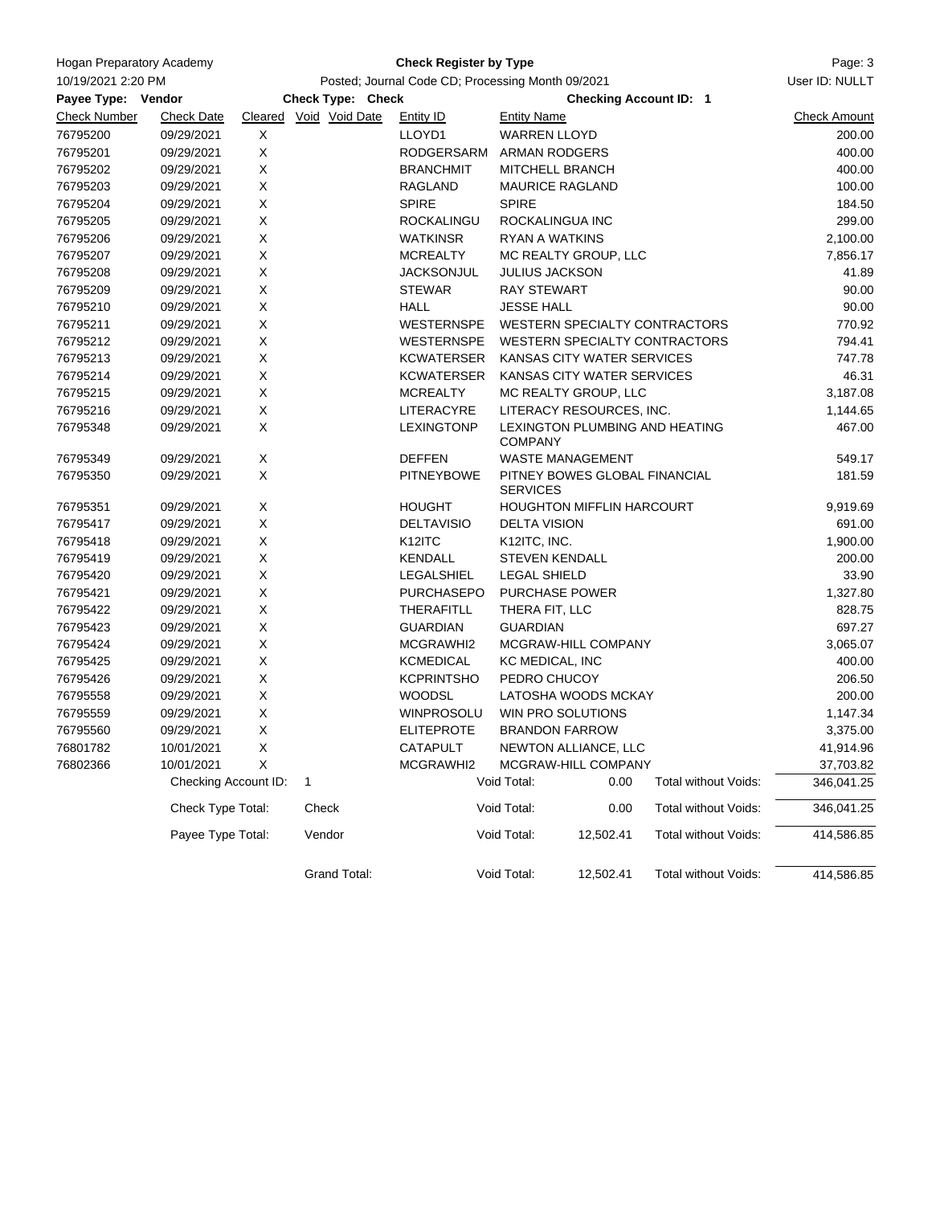Hogan Preparatory Academy

10/19/2021 2:20 PM

## Check Register by Type

Posted; Journal Code CD; Processing Month 09/2021

User ID: NULLT

**Payee Type: Vendor** **Check Type: Check** **Checking Account ID: 1**

| Check Number | Check Date | Cleared | Void | Void Date | Entity ID | Entity Name | | | Check Amount |
|---|---|---|---|---|---|---|---|---|---|
| 76795200 | 09/29/2021 | X | | | LLOYD1 | WARREN LLOYD | | | 200.00 |
| 76795201 | 09/29/2021 | X | | | RODGERSARM | ARMAN RODGERS | | | 400.00 |
| 76795202 | 09/29/2021 | X | | | BRANCHMIT | MITCHELL BRANCH | | | 400.00 |
| 76795203 | 09/29/2021 | X | | | RAGLAND | MAURICE RAGLAND | | | 100.00 |
| 76795204 | 09/29/2021 | X | | | SPIRE | SPIRE | | | 184.50 |
| 76795205 | 09/29/2021 | X | | | ROCKALINGU | ROCKALINGUA INC | | | 299.00 |
| 76795206 | 09/29/2021 | X | | | WATKINSR | RYAN A WATKINS | | | 2,100.00 |
| 76795207 | 09/29/2021 | X | | | MCREALTY | MC REALTY GROUP, LLC | | | 7,856.17 |
| 76795208 | 09/29/2021 | X | | | JACKSONJUL | JULIUS JACKSON | | | 41.89 |
| 76795209 | 09/29/2021 | X | | | STEWAR | RAY STEWART | | | 90.00 |
| 76795210 | 09/29/2021 | X | | | HALL | JESSE HALL | | | 90.00 |
| 76795211 | 09/29/2021 | X | | | WESTERNSPE | WESTERN SPECIALTY CONTRACTORS | | | 770.92 |
| 76795212 | 09/29/2021 | X | | | WESTERNSPE | WESTERN SPECIALTY CONTRACTORS | | | 794.41 |
| 76795213 | 09/29/2021 | X | | | KCWATERSER | KANSAS CITY WATER SERVICES | | | 747.78 |
| 76795214 | 09/29/2021 | X | | | KCWATERSER | KANSAS CITY WATER SERVICES | | | 46.31 |
| 76795215 | 09/29/2021 | X | | | MCREALTY | MC REALTY GROUP, LLC | | | 3,187.08 |
| 76795216 | 09/29/2021 | X | | | LITERACYRE | LITERACY RESOURCES, INC. | | | 1,144.65 |
| 76795348 | 09/29/2021 | X | | | LEXINGTONP | LEXINGTON PLUMBING AND HEATING COMPANY | | | 467.00 |
| 76795349 | 09/29/2021 | X | | | DEFFEN | WASTE MANAGEMENT | | | 549.17 |
| 76795350 | 09/29/2021 | X | | | PITNEYBOWE | PITNEY BOWES GLOBAL FINANCIAL SERVICES | | | 181.59 |
| 76795351 | 09/29/2021 | X | | | HOUGHT | HOUGHTON MIFFLIN HARCOURT | | | 9,919.69 |
| 76795417 | 09/29/2021 | X | | | DELTAVISIO | DELTA VISION | | | 691.00 |
| 76795418 | 09/29/2021 | X | | | K12ITC | K12ITC, INC. | | | 1,900.00 |
| 76795419 | 09/29/2021 | X | | | KENDALL | STEVEN KENDALL | | | 200.00 |
| 76795420 | 09/29/2021 | X | | | LEGALSHIEL | LEGAL SHIELD | | | 33.90 |
| 76795421 | 09/29/2021 | X | | | PURCHASEPO | PURCHASE POWER | | | 1,327.80 |
| 76795422 | 09/29/2021 | X | | | THERAFITLL | THERA FIT, LLC | | | 828.75 |
| 76795423 | 09/29/2021 | X | | | GUARDIAN | GUARDIAN | | | 697.27 |
| 76795424 | 09/29/2021 | X | | | MCGRAWHI2 | MCGRAW-HILL COMPANY | | | 3,065.07 |
| 76795425 | 09/29/2021 | X | | | KCMEDICAL | KC MEDICAL, INC | | | 400.00 |
| 76795426 | 09/29/2021 | X | | | KCPRINTSHO | PEDRO CHUCOY | | | 206.50 |
| 76795558 | 09/29/2021 | X | | | WOODSL | LATOSHA WOODS MCKAY | | | 200.00 |
| 76795559 | 09/29/2021 | X | | | WINPROSOLU | WIN PRO SOLUTIONS | | | 1,147.34 |
| 76795560 | 09/29/2021 | X | | | ELITEPROTE | BRANDON FARROW | | | 3,375.00 |
| 76801782 | 10/01/2021 | X | | | CATAPULT | NEWTON ALLIANCE, LLC | | | 41,914.96 |
| 76802366 | 10/01/2021 | X | | | MCGRAWHI2 | MCGRAW-HILL COMPANY | | | 37,703.82 |
| | Checking Account ID: | | 1 | | | Void Total: | 0.00 | Total without Voids: | 346,041.25 |
| | Check Type Total: | | Check | | | Void Total: | 0.00 | Total without Voids: | 346,041.25 |
| | Payee Type Total: | | Vendor | | | Void Total: | 12,502.41 | Total without Voids: | 414,586.85 |
| | | | Grand Total: | | | Void Total: | 12,502.41 | Total without Voids: | 414,586.85 |